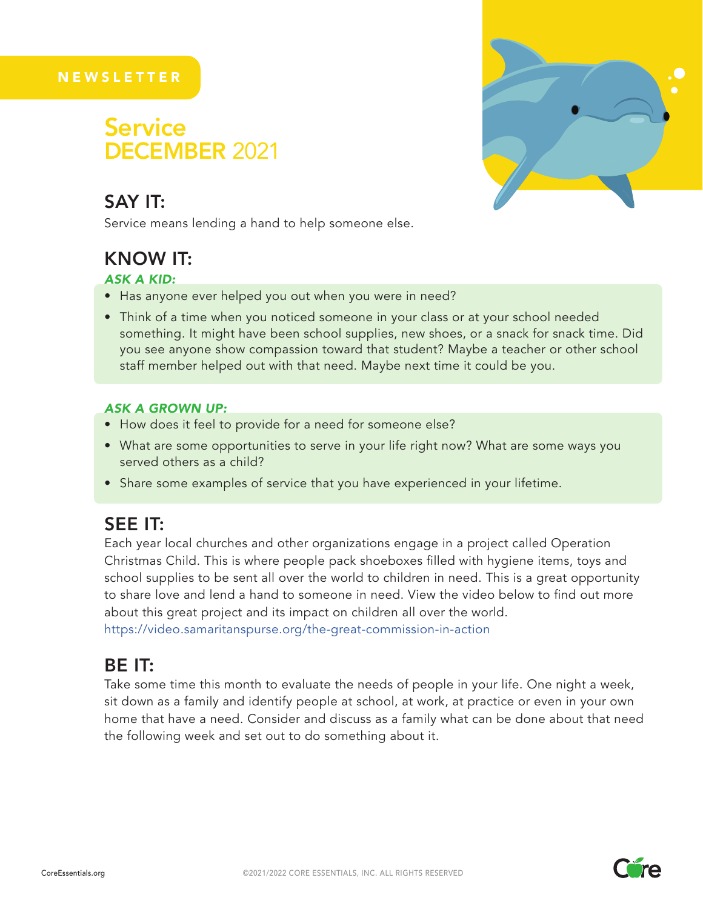NEWSLETTER

# Service
# DECEMBER 2021

## SAY IT:

Service means lending a hand to help someone else.

## KNOW IT:

### *ASK A KID:*

- Has anyone ever helped you out when you were in need?
- Think of a time when you noticed someone in your class or at your school needed something. It might have been school supplies, new shoes, or a snack for snack time. Did you see anyone show compassion toward that student? Maybe a teacher or other school staff member helped out with that need. Maybe next time it could be you.

### *ASK A GROWN UP:*

- How does it feel to provide for a need for someone else?
- What are some opportunities to serve in your life right now? What are some ways you served others as a child?
- Share some examples of service that you have experienced in your lifetime.

## SEE IT:

Each year local churches and other organizations engage in a project called Operation Christmas Child. This is where people pack shoeboxes filled with hygiene items, toys and school supplies to be sent all over the world to children in need. This is a great opportunity to share love and lend a hand to someone in need. View the video below to find out more about this great project and its impact on children all over the world.
https://video.samaritanspurse.org/the-great-commission-in-action

## BE IT:

Take some time this month to evaluate the needs of people in your life. One night a week, sit down as a family and identify people at school, at work, at practice or even in your own home that have a need. Consider and discuss as a family what can be done about that need the following week and set out to do something about it.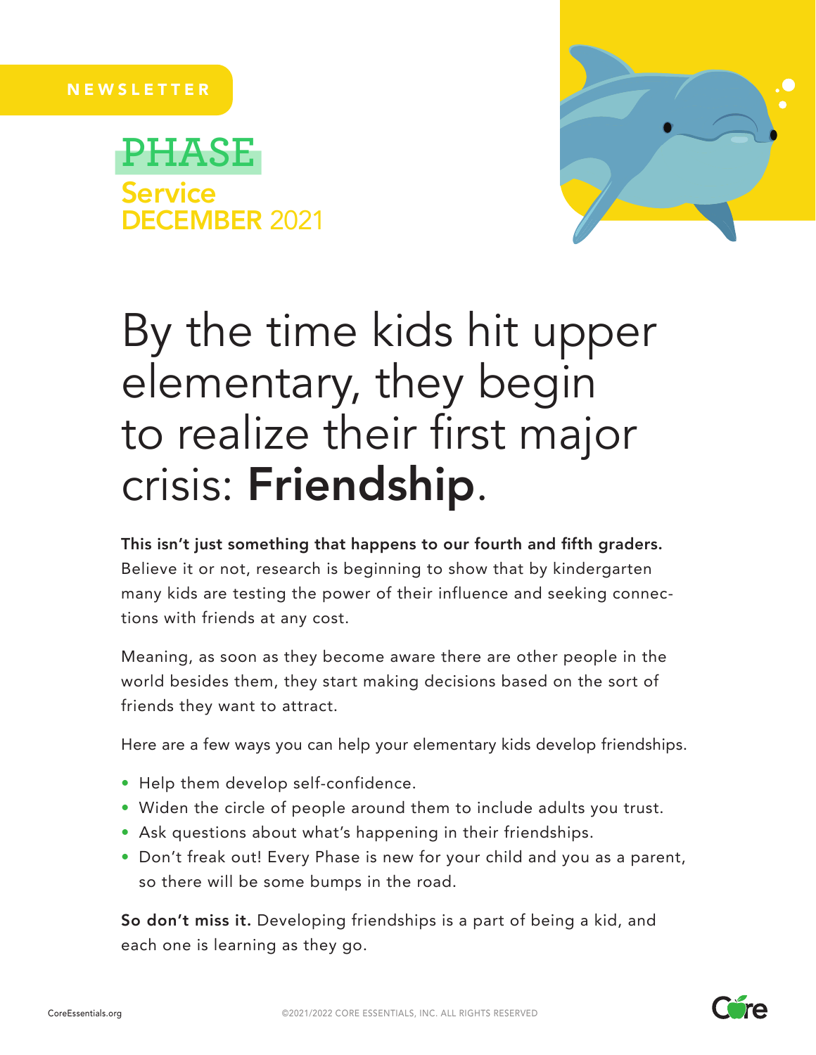NEWSLETTER

PHASE

Service

DECEMBER 2021

# By the time kids hit upper elementary, they begin to realize their first major crisis: **Friendship**.

**This isn't just something that happens to our fourth and fifth graders.** Believe it or not, research is beginning to show that by kindergarten many kids are testing the power of their influence and seeking connections with friends at any cost.

Meaning, as soon as they become aware there are other people in the world besides them, they start making decisions based on the sort of friends they want to attract.

Here are a few ways you can help your elementary kids develop friendships.

- Help them develop self-confidence.
- Widen the circle of people around them to include adults you trust.
- Ask questions about what's happening in their friendships.
- Don't freak out! Every Phase is new for your child and you as a parent, so there will be some bumps in the road.

**So don't miss it.** Developing friendships is a part of being a kid, and each one is learning as they go.

CoreEssentials.org

©2021/2022 CORE ESSENTIALS, INC. ALL RIGHTS RESERVED